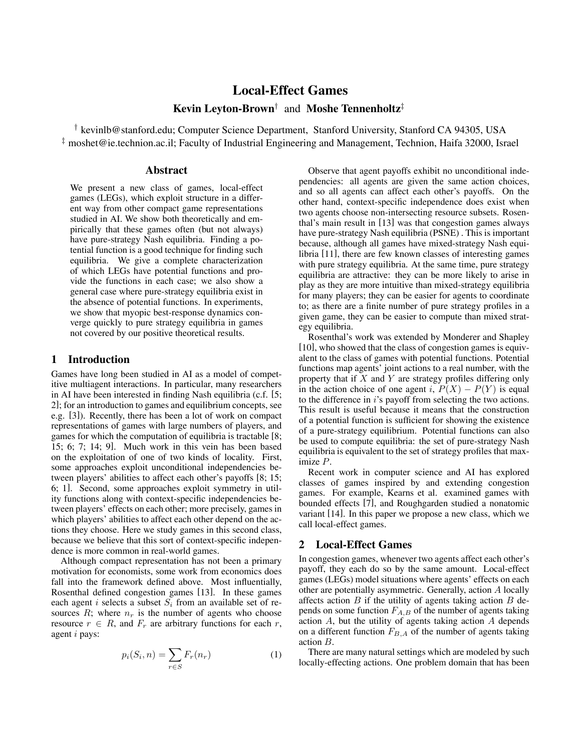# Local-Effect Games

**Kevin Leyton-Brown**[†] and **Moshe Tennenholtz**[‡]

[†] kevinlb@stanford.edu; Computer Science Department, Stanford University, Stanford CA 94305, USA
[‡] moshet@ie.technion.ac.il; Faculty of Industrial Engineering and Management, Technion, Haifa 32000, Israel

## Abstract

We present a new class of games, local-effect games (LEGs), which exploit structure in a different way from other compact game representations studied in AI. We show both theoretically and empirically that these games often (but not always) have pure-strategy Nash equilibria. Finding a potential function is a good technique for finding such equilibria. We give a complete characterization of which LEGs have potential functions and provide the functions in each case; we also show a general case where pure-strategy equilibria exist in the absence of potential functions. In experiments, we show that myopic best-response dynamics converge quickly to pure strategy equilibria in games not covered by our positive theoretical results.

## 1 Introduction

Games have long been studied in AI as a model of competitive multiagent interactions. In particular, many researchers in AI have been interested in finding Nash equilibria (c.f. [5; 2]; for an introduction to games and equilibrium concepts, see e.g. [3]). Recently, there has been a lot of work on compact representations of games with large numbers of players, and games for which the computation of equilibria is tractable [8; 15; 6; 7; 14; 9]. Much work in this vein has been based on the exploitation of one of two kinds of locality. First, some approaches exploit unconditional independencies between players' abilities to affect each other's payoffs [8; 15; 6; 1]. Second, some approaches exploit symmetry in utility functions along with context-specific independencies between players' effects on each other; more precisely, games in which players' abilities to affect each other depend on the actions they choose. Here we study games in this second class, because we believe that this sort of context-specific independence is more common in real-world games.

Although compact representation has not been a primary motivation for economists, some work from economics does fall into the framework defined above. Most influentially, Rosenthal defined congestion games [13]. In these games each agent $i$ selects a subset $S_i$ from an available set of resources $R$; where $n_r$ is the number of agents who choose resource $r \in R$, and $F_r$ are arbitrary functions for each $r$, agent $i$ pays:

$$p_i(S_i, n) = \sum_{r \in S} F_r(n_r) \tag{1}$$

Observe that agent payoffs exhibit no unconditional independencies: all agents are given the same action choices, and so all agents can affect each other's payoffs. On the other hand, context-specific independence does exist when two agents choose non-intersecting resource subsets. Rosenthal's main result in [13] was that congestion games always have pure-strategy Nash equilibria (PSNE) . This is important because, although all games have mixed-strategy Nash equilibria [11], there are few known classes of interesting games with pure strategy equilibria. At the same time, pure strategy equilibria are attractive: they can be more likely to arise in play as they are more intuitive than mixed-strategy equilibria for many players; they can be easier for agents to coordinate to; as there are a finite number of pure strategy profiles in a given game, they can be easier to compute than mixed strategy equilibria.

Rosenthal's work was extended by Monderer and Shapley [10], who showed that the class of congestion games is equivalent to the class of games with potential functions. Potential functions map agents' joint actions to a real number, with the property that if $X$ and $Y$ are strategy profiles differing only in the action choice of one agent $i$, $P(X) - P(Y)$ is equal to the difference in $i$'s payoff from selecting the two actions. This result is useful because it means that the construction of a potential function is sufficient for showing the existence of a pure-strategy equilibrium. Potential functions can also be used to compute equilibria: the set of pure-strategy Nash equilibria is equivalent to the set of strategy profiles that maximize $P$.

Recent work in computer science and AI has explored classes of games inspired by and extending congestion games. For example, Kearns et al. examined games with bounded effects [7], and Roughgarden studied a nonatomic variant [14]. In this paper we propose a new class, which we call local-effect games.

## 2 Local-Effect Games

In congestion games, whenever two agents affect each other's payoff, they each do so by the same amount. Local-effect games (LEGs) model situations where agents' effects on each other are potentially asymmetric. Generally, action $A$ locally affects action $B$ if the utility of agents taking action $B$ depends on some function $F_{A,B}$ of the number of agents taking action $A$, but the utility of agents taking action $A$ depends on a different function $F_{B,A}$ of the number of agents taking action $B$.

There are many natural settings which are modeled by such locally-effecting actions. One problem domain that has been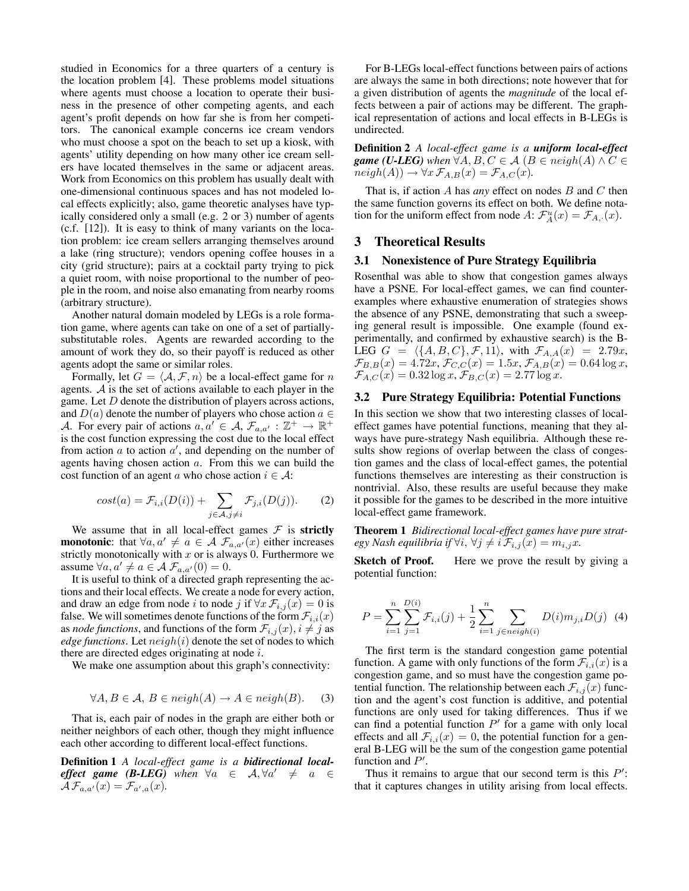studied in Economics for a three quarters of a century is the location problem [4]. These problems model situations where agents must choose a location to operate their business in the presence of other competing agents, and each agent's profit depends on how far she is from her competitors. The canonical example concerns ice cream vendors who must choose a spot on the beach to set up a kiosk, with agents' utility depending on how many other ice cream sellers have located themselves in the same or adjacent areas. Work from Economics on this problem has usually dealt with one-dimensional continuous spaces and has not modeled local effects explicitly; also, game theoretic analyses have typically considered only a small (e.g. 2 or 3) number of agents (c.f. [12]). It is easy to think of many variants on the location problem: ice cream sellers arranging themselves around a lake (ring structure); vendors opening coffee houses in a city (grid structure); pairs at a cocktail party trying to pick a quiet room, with noise proportional to the number of people in the room, and noise also emanating from nearby rooms (arbitrary structure).

Another natural domain modeled by LEGs is a role formation game, where agents can take on one of a set of partially-substitutable roles. Agents are rewarded according to the amount of work they do, so their payoff is reduced as other agents adopt the same or similar roles.

Formally, let $G = \langle \mathcal{A}, \mathcal{F}, n \rangle$ be a local-effect game for $n$ agents. $\mathcal{A}$ is the set of actions available to each player in the game. Let $D$ denote the distribution of players across actions, and $D(a)$ denote the number of players who chose action $a \in \mathcal{A}$. For every pair of actions $a, a' \in \mathcal{A}$, $\mathcal{F}_{a,a'} : \mathbb{Z}^+ \rightarrow \mathbb{R}^+$ is the cost function expressing the cost due to the local effect from action $a$ to action $a'$, and depending on the number of agents having chosen action $a$. From this we can build the cost function of an agent $a$ who chose action $i \in \mathcal{A}$:

$$cost(a) = \mathcal{F}_{i,i}(D(i)) + \sum_{j \in \mathcal{A}, j \neq i} \mathcal{F}_{j,i}(D(j)). \quad (2)$$

We assume that in all local-effect games $\mathcal{F}$ is **strictly monotonic**: that $\forall a, a' \neq a \in \mathcal{A}\ \mathcal{F}_{a,a'}(x)$ either increases strictly monotonically with $x$ or is always 0. Furthermore we assume $\forall a, a' \neq a \in \mathcal{A}\ \mathcal{F}_{a,a'}(0) = 0$.

It is useful to think of a directed graph representing the actions and their local effects. We create a node for every action, and draw an edge from node $i$ to node $j$ if $\forall x\, \mathcal{F}_{i,j}(x) = 0$ is false. We will sometimes denote functions of the form $\mathcal{F}_{i,i}(x)$ as *node functions*, and functions of the form $\mathcal{F}_{i,j}(x), i \neq j$ as *edge functions*. Let $neigh(i)$ denote the set of nodes to which there are directed edges originating at node $i$.

We make one assumption about this graph's connectivity:

$$\forall A, B \in \mathcal{A},\ B \in neigh(A) \rightarrow A \in neigh(B). \quad (3)$$

That is, each pair of nodes in the graph are either both or neither neighbors of each other, though they might influence each other according to different local-effect functions.

**Definition 1** *A local-effect game is a* ***bidirectional local-effect game (B-LEG)*** *when* $\forall a \in \mathcal{A}, \forall a' \neq a \in \mathcal{A}\, \mathcal{F}_{a,a'}(x) = \mathcal{F}_{a',a}(x)$.

For B-LEGs local-effect functions between pairs of actions are always the same in both directions; note however that for a given distribution of agents the *magnitude* of the local effects between a pair of actions may be different. The graphical representation of actions and local effects in B-LEGs is undirected.

**Definition 2** *A local-effect game is a* ***uniform local-effect game (U-LEG)*** *when* $\forall A, B, C \in \mathcal{A}\ (B \in neigh(A) \wedge C \in neigh(A)) \rightarrow \forall x\, \mathcal{F}_{A,B}(x) = \mathcal{F}_{A,C}(x)$.

That is, if action $A$ has *any* effect on nodes $B$ and $C$ then the same function governs its effect on both. We define notation for the uniform effect from node $A$: $\mathcal{F}^u_A(x) = \mathcal{F}_{A,\cdot}(x)$.

## 3 Theoretical Results

### 3.1 Nonexistence of Pure Strategy Equilibria

Rosenthal was able to show that congestion games always have a PSNE. For local-effect games, we can find counterexamples where exhaustive enumeration of strategies shows the absence of any PSNE, demonstrating that such a sweeping general result is impossible. One example (found experimentally, and confirmed by exhaustive search) is the B-LEG $G = \langle \{A, B, C\}, \mathcal{F}, 11 \rangle$, with $\mathcal{F}_{A,A}(x) = 2.79x$, $\mathcal{F}_{B,B}(x) = 4.72x$, $\mathcal{F}_{C,C}(x) = 1.5x$, $\mathcal{F}_{A,B}(x) = 0.64 \log x$, $\mathcal{F}_{A,C}(x) = 0.32 \log x$, $\mathcal{F}_{B,C}(x) = 2.77 \log x$.

### 3.2 Pure Strategy Equilibria: Potential Functions

In this section we show that two interesting classes of local-effect games have potential functions, meaning that they always have pure-strategy Nash equilibria. Although these results show regions of overlap between the class of congestion games and the class of local-effect games, the potential functions themselves are interesting as their construction is nontrivial. Also, these results are useful because they make it possible for the games to be described in the more intuitive local-effect game framework.

**Theorem 1** *Bidirectional local-effect games have pure strategy Nash equilibria if* $\forall i, \forall j \neq i\ \mathcal{F}_{i,j}(x) = m_{i,j}x$.

**Sketch of Proof.** Here we prove the result by giving a potential function:

$$P = \sum_{i=1}^{n} \sum_{j=1}^{D(i)} \mathcal{F}_{i,i}(j) + \frac{1}{2} \sum_{i=1}^{n} \sum_{j \in neigh(i)} D(i) m_{j,i} D(j) \quad (4)$$

The first term is the standard congestion game potential function. A game with only functions of the form $\mathcal{F}_{i,i}(x)$ is a congestion game, and so must have the congestion game potential function. The relationship between each $\mathcal{F}_{i,j}(x)$ function and the agent's cost function is additive, and potential functions are only used for taking differences. Thus if we can find a potential function $P'$ for a game with only local effects and all $\mathcal{F}_{i,i}(x) = 0$, the potential function for a general B-LEG will be the sum of the congestion game potential function and $P'$.

Thus it remains to argue that our second term is this $P'$: that it captures changes in utility arising from local effects.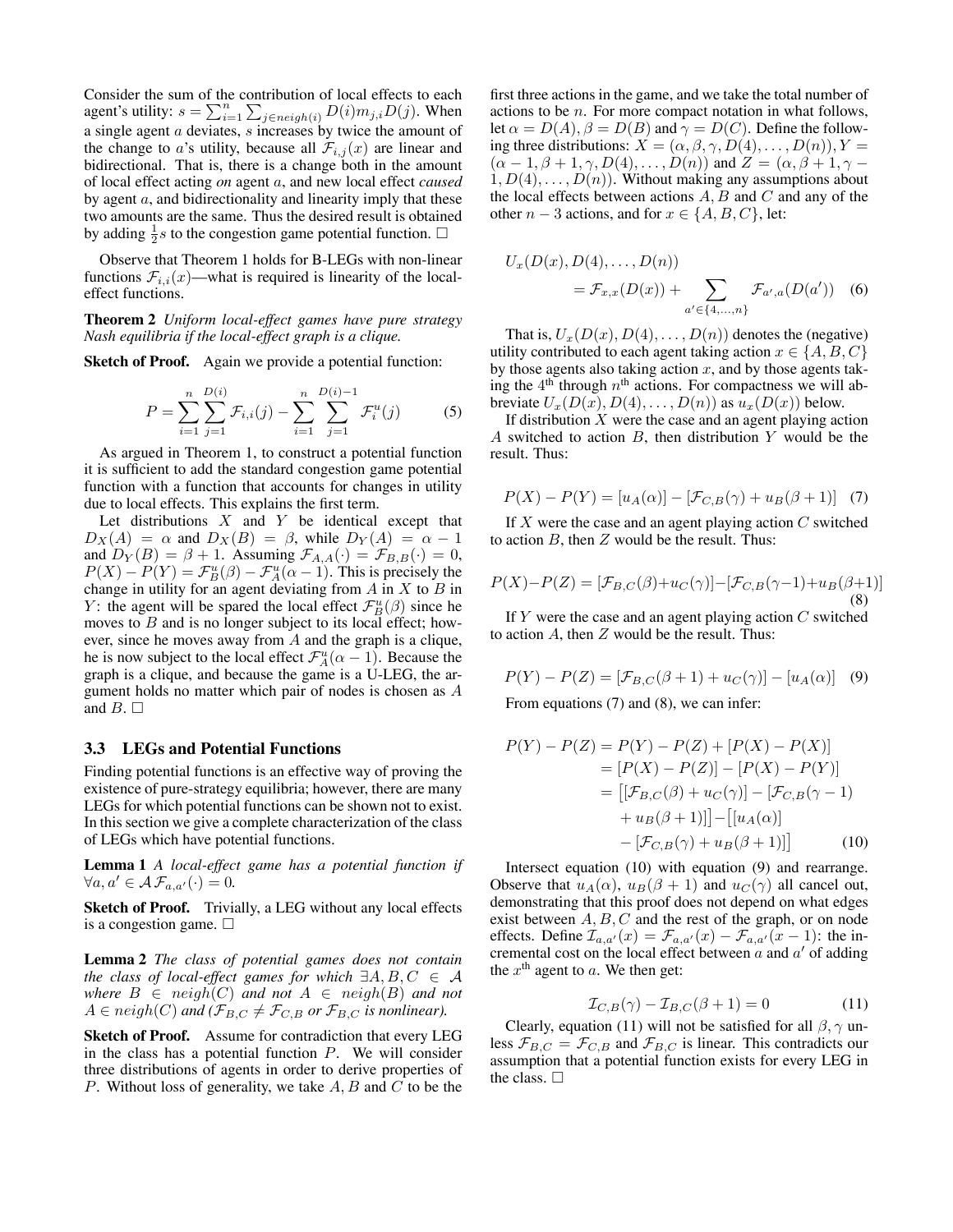Consider the sum of the contribution of local effects to each agent's utility: $s = \sum_{i=1}^{n} \sum_{j \in neigh(i)} D(i) m_{j,i} D(j)$. When a single agent $a$ deviates, $s$ increases by twice the amount of the change to $a$'s utility, because all $\mathcal{F}_{i,j}(x)$ are linear and bidirectional. That is, there is a change both in the amount of local effect acting *on* agent $a$, and new local effect *caused* by agent $a$, and bidirectionality and linearity imply that these two amounts are the same. Thus the desired result is obtained by adding $\frac{1}{2}s$ to the congestion game potential function. □

Observe that Theorem 1 holds for B-LEGs with non-linear functions $\mathcal{F}_{i,i}(x)$—what is required is linearity of the local-effect functions.

**Theorem 2** *Uniform local-effect games have pure strategy Nash equilibria if the local-effect graph is a clique.*

**Sketch of Proof.** Again we provide a potential function:

$$P = \sum_{i=1}^{n} \sum_{j=1}^{D(i)} \mathcal{F}_{i,i}(j) - \sum_{i=1}^{n} \sum_{j=1}^{D(i)-1} \mathcal{F}_{i}^{u}(j) \qquad (5)$$

As argued in Theorem 1, to construct a potential function it is sufficient to add the standard congestion game potential function with a function that accounts for changes in utility due to local effects. This explains the first term.

Let distributions $X$ and $Y$ be identical except that $D_X(A) = \alpha$ and $D_X(B) = \beta$, while $D_Y(A) = \alpha - 1$ and $D_Y(B) = \beta + 1$. Assuming $\mathcal{F}_{A,A}(\cdot) = \mathcal{F}_{B,B}(\cdot) = 0$, $P(X) - P(Y) = \mathcal{F}_B^u(\beta) - \mathcal{F}_A^u(\alpha - 1)$. This is precisely the change in utility for an agent deviating from $A$ in $X$ to $B$ in $Y$: the agent will be spared the local effect $\mathcal{F}_B^u(\beta)$ since he moves to $B$ and is no longer subject to its local effect; however, since he moves away from $A$ and the graph is a clique, he is now subject to the local effect $\mathcal{F}_A^u(\alpha - 1)$. Because the graph is a clique, and because the game is a U-LEG, the argument holds no matter which pair of nodes is chosen as $A$ and $B$. □

### 3.3 LEGs and Potential Functions

Finding potential functions is an effective way of proving the existence of pure-strategy equilibria; however, there are many LEGs for which potential functions can be shown not to exist. In this section we give a complete characterization of the class of LEGs which have potential functions.

**Lemma 1** *A local-effect game has a potential function if* $\forall a, a' \in \mathcal{A}\, \mathcal{F}_{a,a'}(\cdot) = 0$.

**Sketch of Proof.** Trivially, a LEG without any local effects is a congestion game. □

**Lemma 2** *The class of potential games does not contain the class of local-effect games for which* $\exists A, B, C \in \mathcal{A}$ *where* $B \in neigh(C)$ *and not* $A \in neigh(B)$ *and not* $A \in neigh(C)$ *and* ($\mathcal{F}_{B,C} \neq \mathcal{F}_{C,B}$ *or* $\mathcal{F}_{B,C}$ *is nonlinear).*

**Sketch of Proof.** Assume for contradiction that every LEG in the class has a potential function $P$. We will consider three distributions of agents in order to derive properties of $P$. Without loss of generality, we take $A, B$ and $C$ to be the first three actions in the game, and we take the total number of actions to be $n$. For more compact notation in what follows, let $\alpha = D(A), \beta = D(B)$ and $\gamma = D(C)$. Define the following three distributions: $X = (\alpha, \beta, \gamma, D(4), \ldots, D(n)), Y = (\alpha - 1, \beta + 1, \gamma, D(4), \ldots, D(n))$ and $Z = (\alpha, \beta + 1, \gamma - 1, D(4), \ldots, D(n))$. Without making any assumptions about the local effects between actions $A, B$ and $C$ and any of the other $n - 3$ actions, and for $x \in \{A, B, C\}$, let:

$$U_x(D(x), D(4), \ldots, D(n)) = \mathcal{F}_{x,x}(D(x)) + \sum_{a' \in \{4,\ldots,n\}} \mathcal{F}_{a',a}(D(a')) \qquad (6)$$

That is, $U_x(D(x), D(4), \ldots, D(n))$ denotes the (negative) utility contributed to each agent taking action $x \in \{A, B, C\}$ by those agents also taking action $x$, and by those agents taking the 4th through $n$th actions. For compactness we will abbreviate $U_x(D(x), D(4), \ldots, D(n))$ as $u_x(D(x))$ below.

If distribution $X$ were the case and an agent playing action $A$ switched to action $B$, then distribution $Y$ would be the result. Thus:

$$P(X) - P(Y) = [u_A(\alpha)] - [\mathcal{F}_{C,B}(\gamma) + u_B(\beta + 1)] \qquad (7)$$

If $X$ were the case and an agent playing action $C$ switched to action $B$, then $Z$ would be the result. Thus:

$$P(X) - P(Z) = [\mathcal{F}_{B,C}(\beta) + u_C(\gamma)] - [\mathcal{F}_{C,B}(\gamma - 1) + u_B(\beta + 1)] \qquad (8)$$

If $Y$ were the case and an agent playing action $C$ switched to action $A$, then $Z$ would be the result. Thus:

$$P(Y) - P(Z) = [\mathcal{F}_{B,C}(\beta + 1) + u_C(\gamma)] - [u_A(\alpha)] \qquad (9)$$

From equations (7) and (8), we can infer:

$$\begin{aligned}
P(Y) - P(Z) &= P(Y) - P(Z) + [P(X) - P(X)] \\
&= [P(X) - P(Z)] - [P(X) - P(Y)] \\
&= \big[[\mathcal{F}_{B,C}(\beta) + u_C(\gamma)] - [\mathcal{F}_{C,B}(\gamma - 1) \\
&\quad + u_B(\beta + 1)]\big] - \big[[u_A(\alpha)] \\
&\quad - [\mathcal{F}_{C,B}(\gamma) + u_B(\beta + 1)]\big]
\end{aligned} \qquad (10)$$

Intersect equation (10) with equation (9) and rearrange. Observe that $u_A(\alpha)$, $u_B(\beta + 1)$ and $u_C(\gamma)$ all cancel out, demonstrating that this proof does not depend on what edges exist between $A, B, C$ and the rest of the graph, or on node effects. Define $\mathcal{I}_{a,a'}(x) = \mathcal{F}_{a,a'}(x) - \mathcal{F}_{a,a'}(x - 1)$: the incremental cost on the local effect between $a$ and $a'$ of adding the $x$th agent to $a$. We then get:

$$\mathcal{I}_{C,B}(\gamma) - \mathcal{I}_{B,C}(\beta + 1) = 0 \qquad (11)$$

Clearly, equation (11) will not be satisfied for all $\beta, \gamma$ unless $\mathcal{F}_{B,C} = \mathcal{F}_{C,B}$ and $\mathcal{F}_{B,C}$ is linear. This contradicts our assumption that a potential function exists for every LEG in the class. □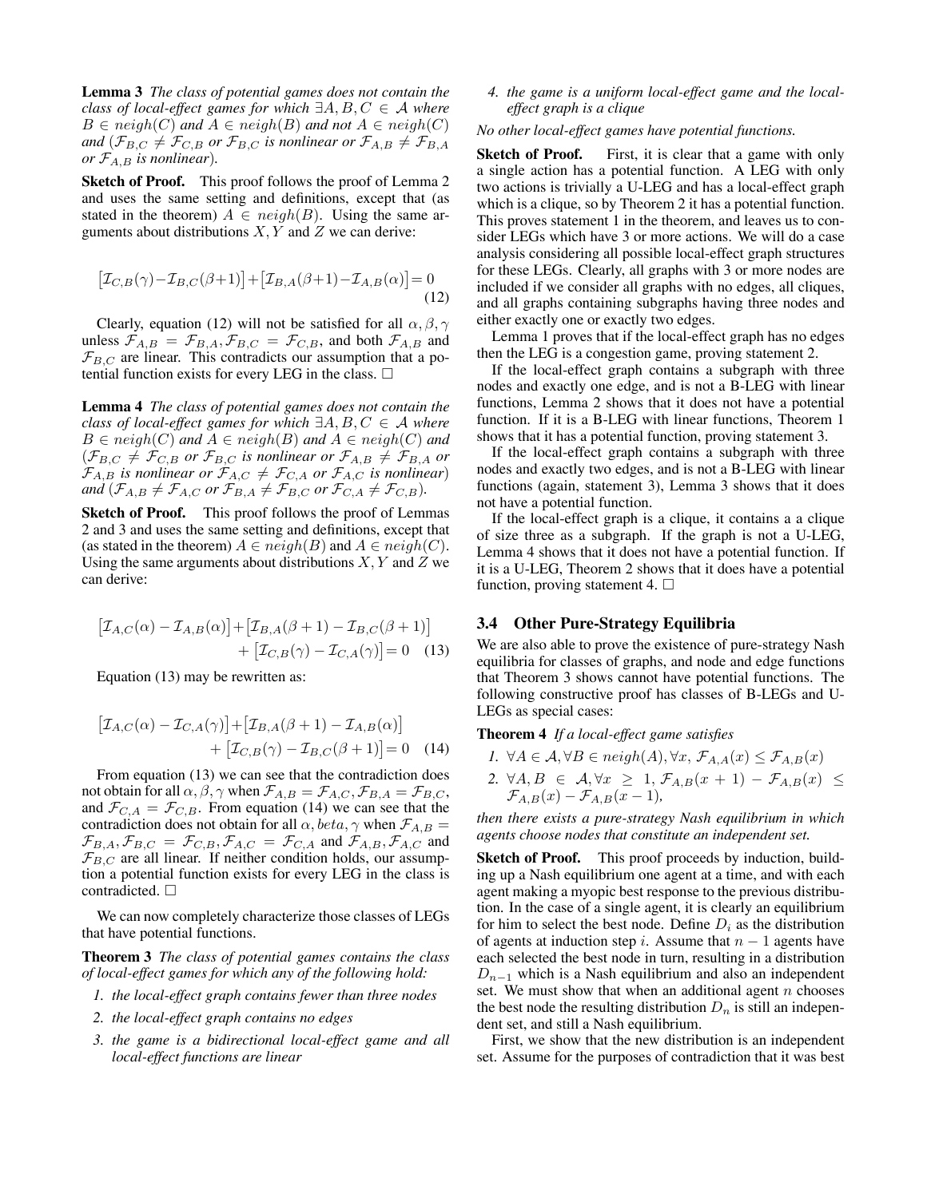**Lemma 3** *The class of potential games does not contain the class of local-effect games for which $\exists A, B, C \in \mathcal{A}$ where $B \in neigh(C)$ and $A \in neigh(B)$ and not $A \in neigh(C)$ and ($\mathcal{F}_{B,C} \neq \mathcal{F}_{C,B}$ or $\mathcal{F}_{B,C}$ is nonlinear or $\mathcal{F}_{A,B} \neq \mathcal{F}_{B,A}$ or $\mathcal{F}_{A,B}$ is nonlinear).*

**Sketch of Proof.** This proof follows the proof of Lemma 2 and uses the same setting and definitions, except that (as stated in the theorem) $A \in neigh(B)$. Using the same arguments about distributions $X, Y$ and $Z$ we can derive:

$$\left[\mathcal{I}_{C,B}(\gamma) - \mathcal{I}_{B,C}(\beta+1)\right] + \left[\mathcal{I}_{B,A}(\beta+1) - \mathcal{I}_{A,B}(\alpha)\right] = 0 \quad (12)$$

Clearly, equation (12) will not be satisfied for all $\alpha, \beta, \gamma$ unless $\mathcal{F}_{A,B} = \mathcal{F}_{B,A}, \mathcal{F}_{B,C} = \mathcal{F}_{C,B}$, and both $\mathcal{F}_{A,B}$ and $\mathcal{F}_{B,C}$ are linear. This contradicts our assumption that a potential function exists for every LEG in the class. □

**Lemma 4** *The class of potential games does not contain the class of local-effect games for which $\exists A, B, C \in \mathcal{A}$ where $B \in neigh(C)$ and $A \in neigh(B)$ and $A \in neigh(C)$ and ($\mathcal{F}_{B,C} \neq \mathcal{F}_{C,B}$ or $\mathcal{F}_{B,C}$ is nonlinear or $\mathcal{F}_{A,B} \neq \mathcal{F}_{B,A}$ or $\mathcal{F}_{A,B}$ is nonlinear or $\mathcal{F}_{A,C} \neq \mathcal{F}_{C,A}$ or $\mathcal{F}_{A,C}$ is nonlinear) and ($\mathcal{F}_{A,B} \neq \mathcal{F}_{A,C}$ or $\mathcal{F}_{B,A} \neq \mathcal{F}_{B,C}$ or $\mathcal{F}_{C,A} \neq \mathcal{F}_{C,B}$).*

**Sketch of Proof.** This proof follows the proof of Lemmas 2 and 3 and uses the same setting and definitions, except that (as stated in the theorem) $A \in neigh(B)$ and $A \in neigh(C)$. Using the same arguments about distributions $X, Y$ and $Z$ we can derive:

$$\left[\mathcal{I}_{A,C}(\alpha) - \mathcal{I}_{A,B}(\alpha)\right] + \left[\mathcal{I}_{B,A}(\beta+1) - \mathcal{I}_{B,C}(\beta+1)\right] + \left[\mathcal{I}_{C,B}(\gamma) - \mathcal{I}_{C,A}(\gamma)\right] = 0 \quad (13)$$

Equation (13) may be rewritten as:

$$\left[\mathcal{I}_{A,C}(\alpha) - \mathcal{I}_{C,A}(\gamma)\right] + \left[\mathcal{I}_{B,A}(\beta+1) - \mathcal{I}_{A,B}(\alpha)\right] + \left[\mathcal{I}_{C,B}(\gamma) - \mathcal{I}_{B,C}(\beta+1)\right] = 0 \quad (14)$$

From equation (13) we can see that the contradiction does not obtain for all $\alpha, \beta, \gamma$ when $\mathcal{F}_{A,B} = \mathcal{F}_{A,C}, \mathcal{F}_{B,A} = \mathcal{F}_{B,C}$, and $\mathcal{F}_{C,A} = \mathcal{F}_{C,B}$. From equation (14) we can see that the contradiction does not obtain for all $\alpha, beta, \gamma$ when $\mathcal{F}_{A,B} = \mathcal{F}_{B,A}, \mathcal{F}_{B,C} = \mathcal{F}_{C,B}, \mathcal{F}_{A,C} = \mathcal{F}_{C,A}$ and $\mathcal{F}_{A,B}, \mathcal{F}_{A,C}$ and $\mathcal{F}_{B,C}$ are all linear. If neither condition holds, our assumption a potential function exists for every LEG in the class is contradicted. □

We can now completely characterize those classes of LEGs that have potential functions.

**Theorem 3** *The class of potential games contains the class of local-effect games for which any of the following hold:*

1. *the local-effect graph contains fewer than three nodes*
2. *the local-effect graph contains no edges*
3. *the game is a bidirectional local-effect game and all local-effect functions are linear*
4. *the game is a uniform local-effect game and the local-effect graph is a clique*

*No other local-effect games have potential functions.*

**Sketch of Proof.** First, it is clear that a game with only a single action has a potential function. A LEG with only two actions is trivially a U-LEG and has a local-effect graph which is a clique, so by Theorem 2 it has a potential function. This proves statement 1 in the theorem, and leaves us to consider LEGs which have 3 or more actions. We will do a case analysis considering all possible local-effect graph structures for these LEGs. Clearly, all graphs with 3 or more nodes are included if we consider all graphs with no edges, all cliques, and all graphs containing subgraphs having three nodes and either exactly one or exactly two edges.

Lemma 1 proves that if the local-effect graph has no edges then the LEG is a congestion game, proving statement 2.

If the local-effect graph contains a subgraph with three nodes and exactly one edge, and is not a B-LEG with linear functions, Lemma 2 shows that it does not have a potential function. If it is a B-LEG with linear functions, Theorem 1 shows that it has a potential function, proving statement 3.

If the local-effect graph contains a subgraph with three nodes and exactly two edges, and is not a B-LEG with linear functions (again, statement 3), Lemma 3 shows that it does not have a potential function.

If the local-effect graph is a clique, it contains a a clique of size three as a subgraph. If the graph is not a U-LEG, Lemma 4 shows that it does not have a potential function. If it is a U-LEG, Theorem 2 shows that it does have a potential function, proving statement 4. □

### 3.4 Other Pure-Strategy Equilibria

We are also able to prove the existence of pure-strategy Nash equilibria for classes of graphs, and node and edge functions that Theorem 3 shows cannot have potential functions. The following constructive proof has classes of B-LEGs and U-LEGs as special cases:

**Theorem 4** *If a local-effect game satisfies*

1. *$\forall A \in \mathcal{A}, \forall B \in neigh(A), \forall x,\ \mathcal{F}_{A,A}(x) \leq \mathcal{F}_{A,B}(x)$*
2. *$\forall A, B \in \mathcal{A}, \forall x \geq 1,\ \mathcal{F}_{A,B}(x+1) - \mathcal{F}_{A,B}(x) \leq \mathcal{F}_{A,B}(x) - \mathcal{F}_{A,B}(x-1)$,*

*then there exists a pure-strategy Nash equilibrium in which agents choose nodes that constitute an independent set.*

**Sketch of Proof.** This proof proceeds by induction, building up a Nash equilibrium one agent at a time, and with each agent making a myopic best response to the previous distribution. In the case of a single agent, it is clearly an equilibrium for him to select the best node. Define $D_i$ as the distribution of agents at induction step $i$. Assume that $n-1$ agents have each selected the best node in turn, resulting in a distribution $D_{n-1}$ which is a Nash equilibrium and also an independent set. We must show that when an additional agent $n$ chooses the best node the resulting distribution $D_n$ is still an independent set, and still a Nash equilibrium.

First, we show that the new distribution is an independent set. Assume for the purposes of contradiction that it was best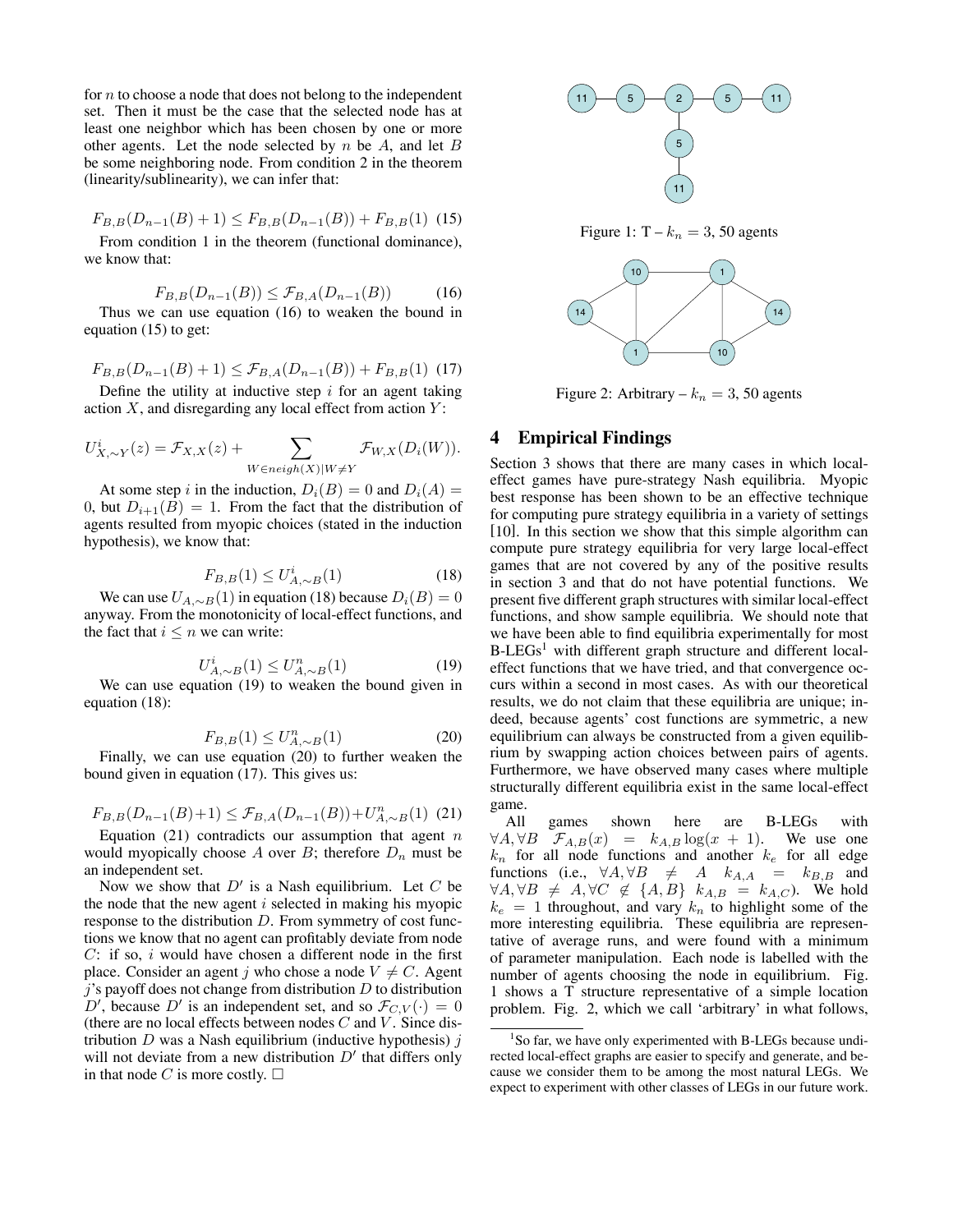for $n$ to choose a node that does not belong to the independent set. Then it must be the case that the selected node has at least one neighbor which has been chosen by one or more other agents. Let the node selected by $n$ be $A$, and let $B$ be some neighboring node. From condition 2 in the theorem (linearity/sublinearity), we can infer that:

$$F_{B,B}(D_{n-1}(B)+1) \leq F_{B,B}(D_{n-1}(B)) + F_{B,B}(1) \quad (15)$$

From condition 1 in the theorem (functional dominance), we know that:

$$F_{B,B}(D_{n-1}(B)) \leq \mathcal{F}_{B,A}(D_{n-1}(B)) \quad (16)$$

Thus we can use equation (16) to weaken the bound in equation (15) to get:

$$F_{B,B}(D_{n-1}(B)+1) \leq \mathcal{F}_{B,A}(D_{n-1}(B)) + F_{B,B}(1) \quad (17)$$

Define the utility at inductive step $i$ for an agent taking action $X$, and disregarding any local effect from action $Y$:

$$U^i_{X,\sim Y}(z) = \mathcal{F}_{X,X}(z) + \sum_{W \in neigh(X) | W \neq Y} \mathcal{F}_{W,X}(D_i(W)).$$

At some step $i$ in the induction, $D_i(B) = 0$ and $D_i(A) = 0$, but $D_{i+1}(B) = 1$. From the fact that the distribution of agents resulted from myopic choices (stated in the induction hypothesis), we know that:

$$F_{B,B}(1) \leq U^i_{A,\sim B}(1) \quad (18)$$

We can use $U_{A,\sim B}(1)$ in equation (18) because $D_i(B) = 0$ anyway. From the monotonicity of local-effect functions, and the fact that $i \leq n$ we can write:

$$U^i_{A,\sim B}(1) \leq U^n_{A,\sim B}(1) \quad (19)$$

We can use equation (19) to weaken the bound given in equation (18):

$$F_{B,B}(1) \leq U^n_{A,\sim B}(1) \quad (20)$$

Finally, we can use equation (20) to further weaken the bound given in equation (17). This gives us:

$$F_{B,B}(D_{n-1}(B)+1) \leq \mathcal{F}_{B,A}(D_{n-1}(B)) + U^n_{A,\sim B}(1) \quad (21)$$

Equation (21) contradicts our assumption that agent $n$ would myopically choose $A$ over $B$; therefore $D_n$ must be an independent set.

Now we show that $D'$ is a Nash equilibrium. Let $C$ be the node that the new agent $i$ selected in making his myopic response to the distribution $D$. From symmetry of cost functions we know that no agent can profitably deviate from node $C$: if so, $i$ would have chosen a different node in the first place. Consider an agent $j$ who chose a node $V \neq C$. Agent $j$'s payoff does not change from distribution $D$ to distribution $D'$, because $D'$ is an independent set, and so $\mathcal{F}_{C,V}(\cdot) = 0$ (there are no local effects between nodes $C$ and $V$. Since distribution $D$ was a Nash equilibrium (inductive hypothesis) $j$ will not deviate from a new distribution $D'$ that differs only in that node $C$ is more costly. □

Figure 1: T – $k_n = 3$, 50 agents

Figure 2: Arbitrary – $k_n = 3$, 50 agents

## 4 Empirical Findings

Section 3 shows that there are many cases in which local-effect games have pure-strategy Nash equilibria. Myopic best response has been shown to be an effective technique for computing pure strategy equilibria in a variety of settings [10]. In this section we show that this simple algorithm can compute pure strategy equilibria for very large local-effect games that are not covered by any of the positive results in section 3 and that do not have potential functions. We present five different graph structures with similar local-effect functions, and show sample equilibria. We should note that we have been able to find equilibria experimentally for most B-LEGs[1] with different graph structure and different local-effect functions that we have tried, and that convergence occurs within a second in most cases. As with our theoretical results, we do not claim that these equilibria are unique; indeed, because agents' cost functions are symmetric, a new equilibrium can always be constructed from a given equilibrium by swapping action choices between pairs of agents. Furthermore, we have observed many cases where multiple structurally different equilibria exist in the same local-effect game.

All games shown here are B-LEGs with $\forall A, \forall B \;\; \mathcal{F}_{A,B}(x) = k_{A,B} \log(x+1)$. We use one $k_n$ for all node functions and another $k_e$ for all edge functions (i.e., $\forall A, \forall B \neq A \;\; k_{A,A} = k_{B,B}$ and $\forall A, \forall B \neq A, \forall C \notin \{A, B\} \;\; k_{A,B} = k_{A,C}$). We hold $k_e = 1$ throughout, and vary $k_n$ to highlight some of the more interesting equilibria. These equilibria are representative of average runs, and were found with a minimum of parameter manipulation. Each node is labelled with the number of agents choosing the node in equilibrium. Fig. 1 shows a T structure representative of a simple location problem. Fig. 2, which we call 'arbitrary' in what follows,

[1] So far, we have only experimented with B-LEGs because undirected local-effect graphs are easier to specify and generate, and because we consider them to be among the most natural LEGs. We expect to experiment with other classes of LEGs in our future work.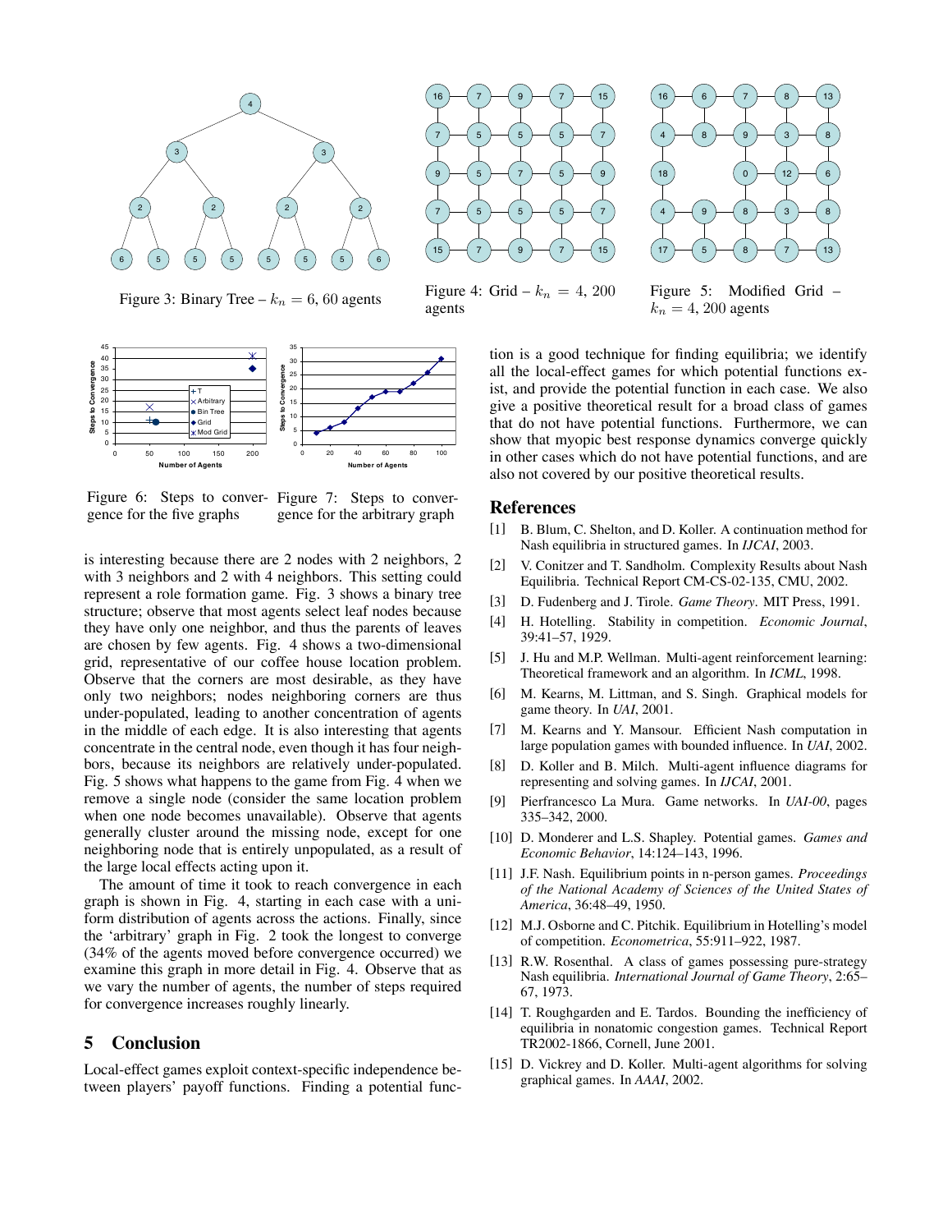Figure 3: Binary Tree – $k_n = 6$, 60 agents

Figure 4: Grid – $k_n = 4$, 200 agents

Figure 5: Modified Grid – $k_n = 4$, 200 agents

Figure 6: Steps to convergence for the five graphs

Figure 7: Steps to convergence for the arbitrary graph

is interesting because there are 2 nodes with 2 neighbors, 2 with 3 neighbors and 2 with 4 neighbors. This setting could represent a role formation game. Fig. 3 shows a binary tree structure; observe that most agents select leaf nodes because they have only one neighbor, and thus the parents of leaves are chosen by few agents. Fig. 4 shows a two-dimensional grid, representative of our coffee house location problem. Observe that the corners are most desirable, as they have only two neighbors; nodes neighboring corners are thus under-populated, leading to another concentration of agents in the middle of each edge. It is also interesting that agents concentrate in the central node, even though it has four neighbors, because its neighbors are relatively under-populated. Fig. 5 shows what happens to the game from Fig. 4 when we remove a single node (consider the same location problem when one node becomes unavailable). Observe that agents generally cluster around the missing node, except for one neighboring node that is entirely unpopulated, as a result of the large local effects acting upon it.

The amount of time it took to reach convergence in each graph is shown in Fig. 4, starting in each case with a uniform distribution of agents across the actions. Finally, since the 'arbitrary' graph in Fig. 2 took the longest to converge (34% of the agents moved before convergence occurred) we examine this graph in more detail in Fig. 4. Observe that as we vary the number of agents, the number of steps required for convergence increases roughly linearly.

## 5 Conclusion

Local-effect games exploit context-specific independence between players' payoff functions. Finding a potential function is a good technique for finding equilibria; we identify all the local-effect games for which potential functions exist, and provide the potential function in each case. We also give a positive theoretical result for a broad class of games that do not have potential functions. Furthermore, we can show that myopic best response dynamics converge quickly in other cases which do not have potential functions, and are also not covered by our positive theoretical results.

## References

[1] B. Blum, C. Shelton, and D. Koller. A continuation method for Nash equilibria in structured games. In *IJCAI*, 2003.

[2] V. Conitzer and T. Sandholm. Complexity Results about Nash Equilibria. Technical Report CM-CS-02-135, CMU, 2002.

[3] D. Fudenberg and J. Tirole. *Game Theory*. MIT Press, 1991.

[4] H. Hotelling. Stability in competition. *Economic Journal*, 39:41–57, 1929.

[5] J. Hu and M.P. Wellman. Multi-agent reinforcement learning: Theoretical framework and an algorithm. In *ICML*, 1998.

[6] M. Kearns, M. Littman, and S. Singh. Graphical models for game theory. In *UAI*, 2001.

[7] M. Kearns and Y. Mansour. Efficient Nash computation in large population games with bounded influence. In *UAI*, 2002.

[8] D. Koller and B. Milch. Multi-agent influence diagrams for representing and solving games. In *IJCAI*, 2001.

[9] Pierfrancesco La Mura. Game networks. In *UAI-00*, pages 335–342, 2000.

[10] D. Monderer and L.S. Shapley. Potential games. *Games and Economic Behavior*, 14:124–143, 1996.

[11] J.F. Nash. Equilibrium points in n-person games. *Proceedings of the National Academy of Sciences of the United States of America*, 36:48–49, 1950.

[12] M.J. Osborne and C. Pitchik. Equilibrium in Hotelling's model of competition. *Econometrica*, 55:911–922, 1987.

[13] R.W. Rosenthal. A class of games possessing pure-strategy Nash equilibria. *International Journal of Game Theory*, 2:65–67, 1973.

[14] T. Roughgarden and E. Tardos. Bounding the inefficiency of equilibria in nonatomic congestion games. Technical Report TR2002-1866, Cornell, June 2001.

[15] D. Vickrey and D. Koller. Multi-agent algorithms for solving graphical games. In *AAAI*, 2002.